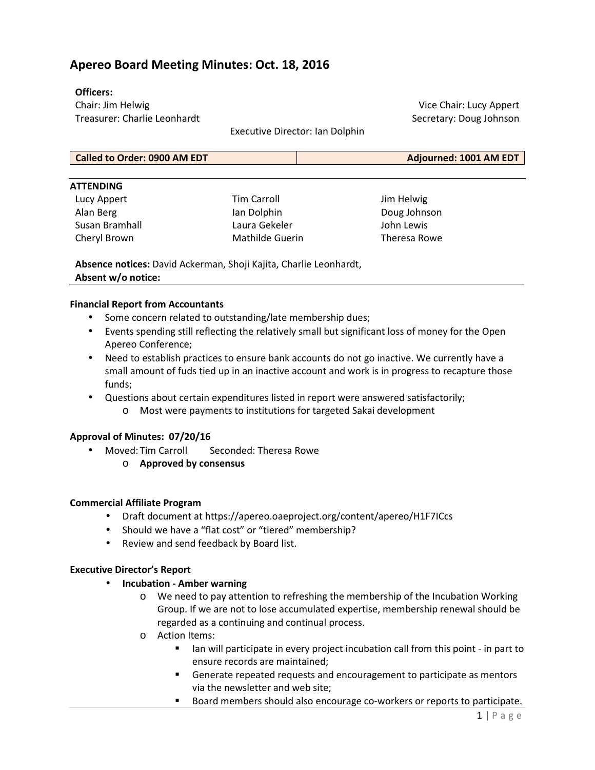# Apereo Board Meeting Minutes: Oct. 18, 2016

**Officers:**

Chair: Jim Helwig
Vice Chair: Lucy Appert
Treasurer: Charlie Leonhardt
Secretary: Doug Johnson
Executive Director: Ian Dolphin

| Called to Order: 0900 AM EDT | Adjourned: 1001 AM EDT |
|---|---|

**ATTENDING**

| | | |
|---|---|---|
| Lucy Appert | Tim Carroll | Jim Helwig |
| Alan Berg | Ian Dolphin | Doug Johnson |
| Susan Bramhall | Laura Gekeler | John Lewis |
| Cheryl Brown | Mathilde Guerin | Theresa Rowe |

**Absence notices:** David Ackerman, Shoji Kajita, Charlie Leonhardt,
**Absent w/o notice:**

**Financial Report from Accountants**

- Some concern related to outstanding/late membership dues;
- Events spending still reflecting the relatively small but significant loss of money for the Open Apereo Conference;
- Need to establish practices to ensure bank accounts do not go inactive. We currently have a small amount of fuds tied up in an inactive account and work is in progress to recapture those funds;
- Questions about certain expenditures listed in report were answered satisfactorily;
  - Most were payments to institutions for targeted Sakai development

**Approval of Minutes: 07/20/16**

- Moved: Tim Carroll Seconded: Theresa Rowe
  - **Approved by consensus**

**Commercial Affiliate Program**

- Draft document at https://apereo.oaeproject.org/content/apereo/H1F7ICcs
- Should we have a "flat cost" or "tiered" membership?
- Review and send feedback by Board list.

**Executive Director's Report**

- **Incubation - Amber warning**
  - We need to pay attention to refreshing the membership of the Incubation Working Group. If we are not to lose accumulated expertise, membership renewal should be regarded as a continuing and continual process.
  - Action Items:
    - Ian will participate in every project incubation call from this point - in part to ensure records are maintained;
    - Generate repeated requests and encouragement to participate as mentors via the newsletter and web site;
    - Board members should also encourage co-workers or reports to participate.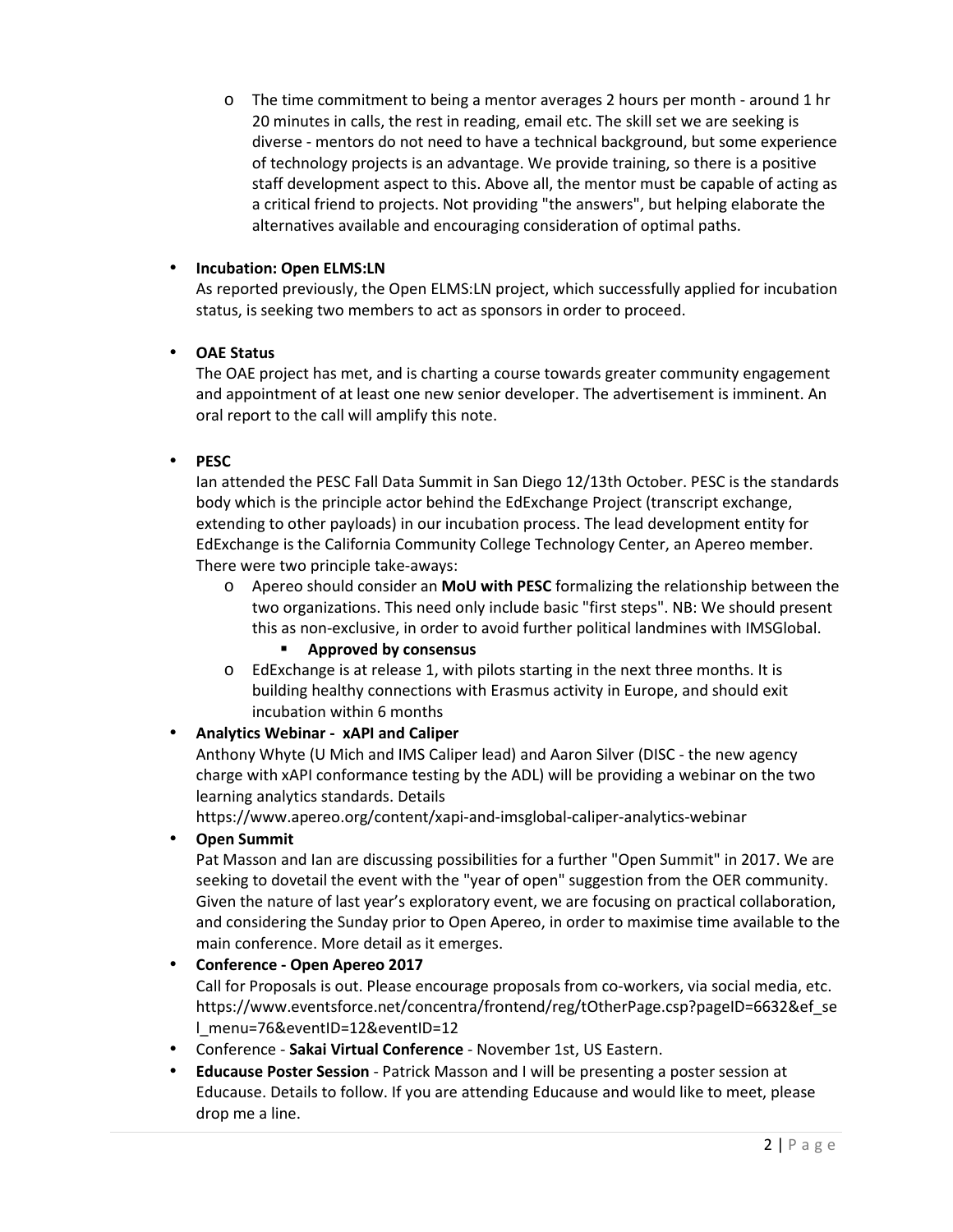- The time commitment to being a mentor averages 2 hours per month - around 1 hr 20 minutes in calls, the rest in reading, email etc. The skill set we are seeking is diverse - mentors do not need to have a technical background, but some experience of technology projects is an advantage. We provide training, so there is a positive staff development aspect to this. Above all, the mentor must be capable of acting as a critical friend to projects. Not providing "the answers", but helping elaborate the alternatives available and encouraging consideration of optimal paths.

- **Incubation: Open ELMS:LN**
  As reported previously, the Open ELMS:LN project, which successfully applied for incubation status, is seeking two members to act as sponsors in order to proceed.

- **OAE Status**
  The OAE project has met, and is charting a course towards greater community engagement and appointment of at least one new senior developer. The advertisement is imminent. An oral report to the call will amplify this note.

- **PESC**
  Ian attended the PESC Fall Data Summit in San Diego 12/13th October. PESC is the standards body which is the principle actor behind the EdExchange Project (transcript exchange, extending to other payloads) in our incubation process. The lead development entity for EdExchange is the California Community College Technology Center, an Apereo member. There were two principle take-aways:
  - Apereo should consider an **MoU with PESC** formalizing the relationship between the two organizations. This need only include basic "first steps". NB: We should present this as non-exclusive, in order to avoid further political landmines with IMSGlobal.
    - **Approved by consensus**
  - EdExchange is at release 1, with pilots starting in the next three months. It is building healthy connections with Erasmus activity in Europe, and should exit incubation within 6 months
- **Analytics Webinar - xAPI and Caliper**
  Anthony Whyte (U Mich and IMS Caliper lead) and Aaron Silver (DISC - the new agency charge with xAPI conformance testing by the ADL) will be providing a webinar on the two learning analytics standards. Details
  https://www.apereo.org/content/xapi-and-imsglobal-caliper-analytics-webinar
- **Open Summit**
  Pat Masson and Ian are discussing possibilities for a further "Open Summit" in 2017. We are seeking to dovetail the event with the "year of open" suggestion from the OER community. Given the nature of last year's exploratory event, we are focusing on practical collaboration, and considering the Sunday prior to Open Apereo, in order to maximise time available to the main conference. More detail as it emerges.
- **Conference - Open Apereo 2017**
  Call for Proposals is out. Please encourage proposals from co-workers, via social media, etc.
  https://www.eventsforce.net/concentra/frontend/reg/tOtherPage.csp?pageID=6632&ef_sel_menu=76&eventID=12&eventID=12
- Conference - **Sakai Virtual Conference** - November 1st, US Eastern.
- **Educause Poster Session** - Patrick Masson and I will be presenting a poster session at Educause. Details to follow. If you are attending Educause and would like to meet, please drop me a line.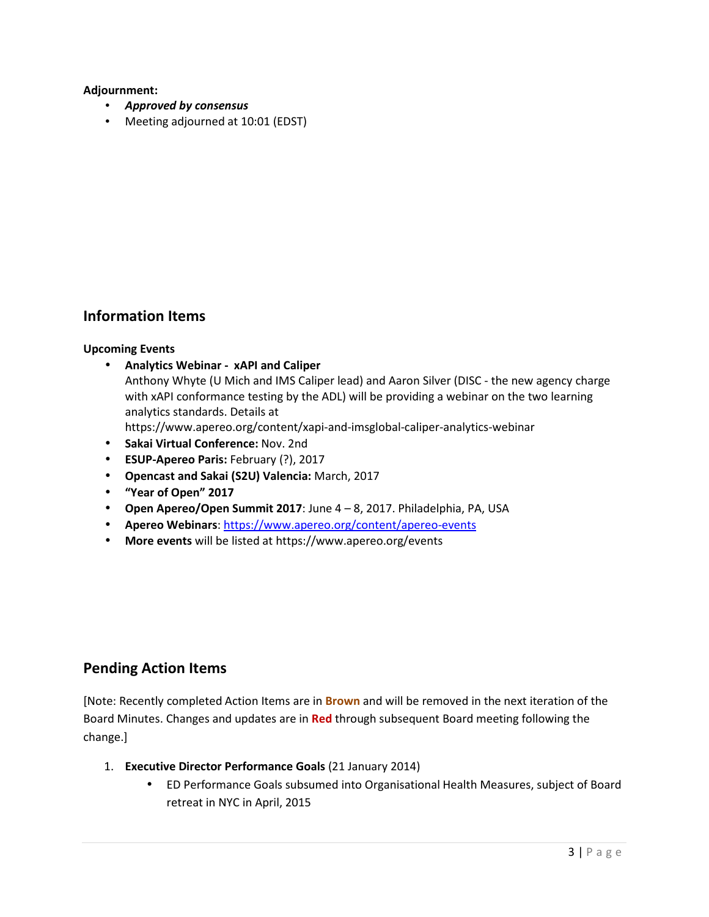**Adjournment:**

- ***Approved by consensus***
- Meeting adjourned at 10:01 (EDST)

## Information Items

**Upcoming Events**

- **Analytics Webinar - xAPI and Caliper**
  Anthony Whyte (U Mich and IMS Caliper lead) and Aaron Silver (DISC - the new agency charge with xAPI conformance testing by the ADL) will be providing a webinar on the two learning analytics standards. Details at https://www.apereo.org/content/xapi-and-imsglobal-caliper-analytics-webinar
- **Sakai Virtual Conference:** Nov. 2nd
- **ESUP-Apereo Paris:** February (?), 2017
- **Opencast and Sakai (S2U) Valencia:** March, 2017
- **"Year of Open" 2017**
- **Open Apereo/Open Summit 2017**: June 4 – 8, 2017. Philadelphia, PA, USA
- **Apereo Webinars**: https://www.apereo.org/content/apereo-events
- **More events** will be listed at https://www.apereo.org/events

## Pending Action Items

[Note: Recently completed Action Items are in **Brown** and will be removed in the next iteration of the Board Minutes. Changes and updates are in **Red** through subsequent Board meeting following the change.]

1. **Executive Director Performance Goals** (21 January 2014)
   - ED Performance Goals subsumed into Organisational Health Measures, subject of Board retreat in NYC in April, 2015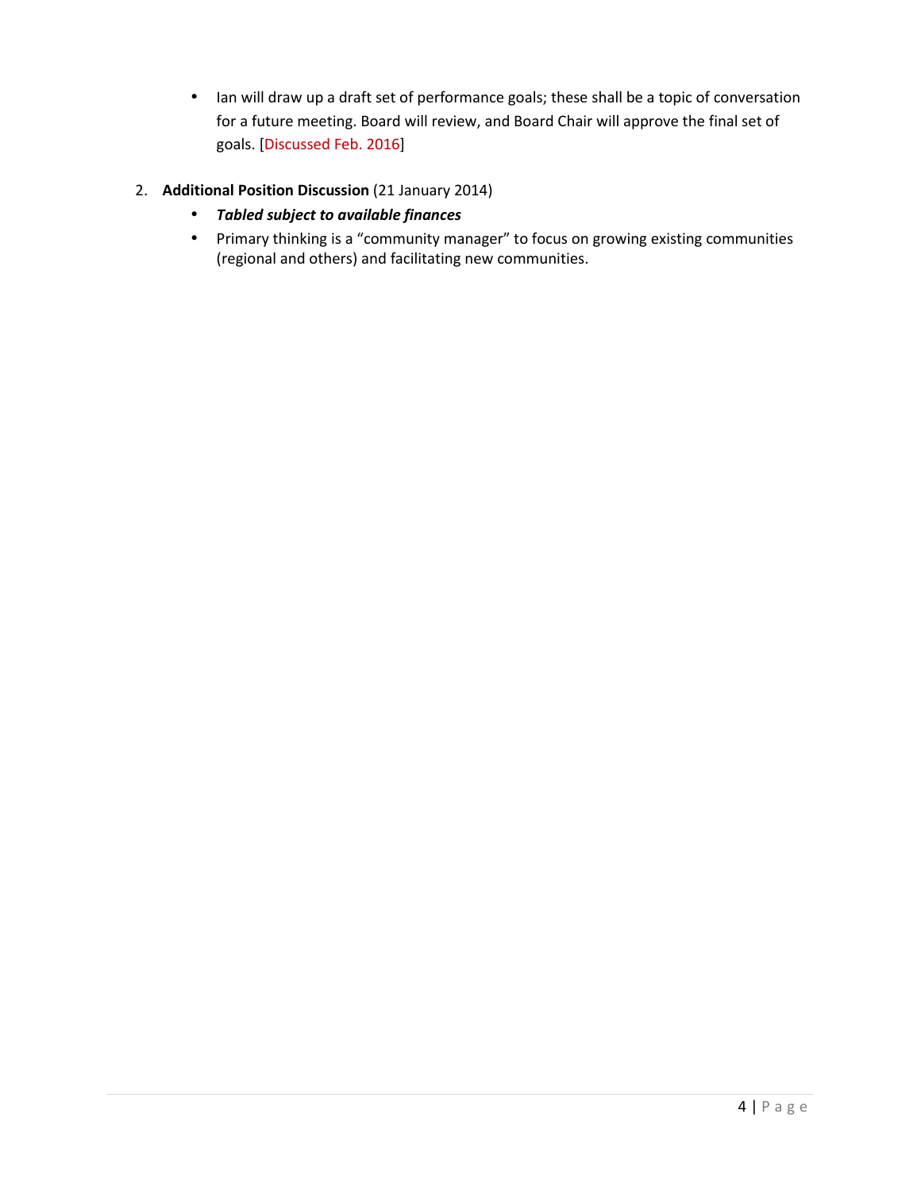- Ian will draw up a draft set of performance goals; these shall be a topic of conversation for a future meeting. Board will review, and Board Chair will approve the final set of goals. [Discussed Feb. 2016]

2. **Additional Position Discussion** (21 January 2014)
    - ***Tabled subject to available finances***
    - Primary thinking is a "community manager" to focus on growing existing communities (regional and others) and facilitating new communities.